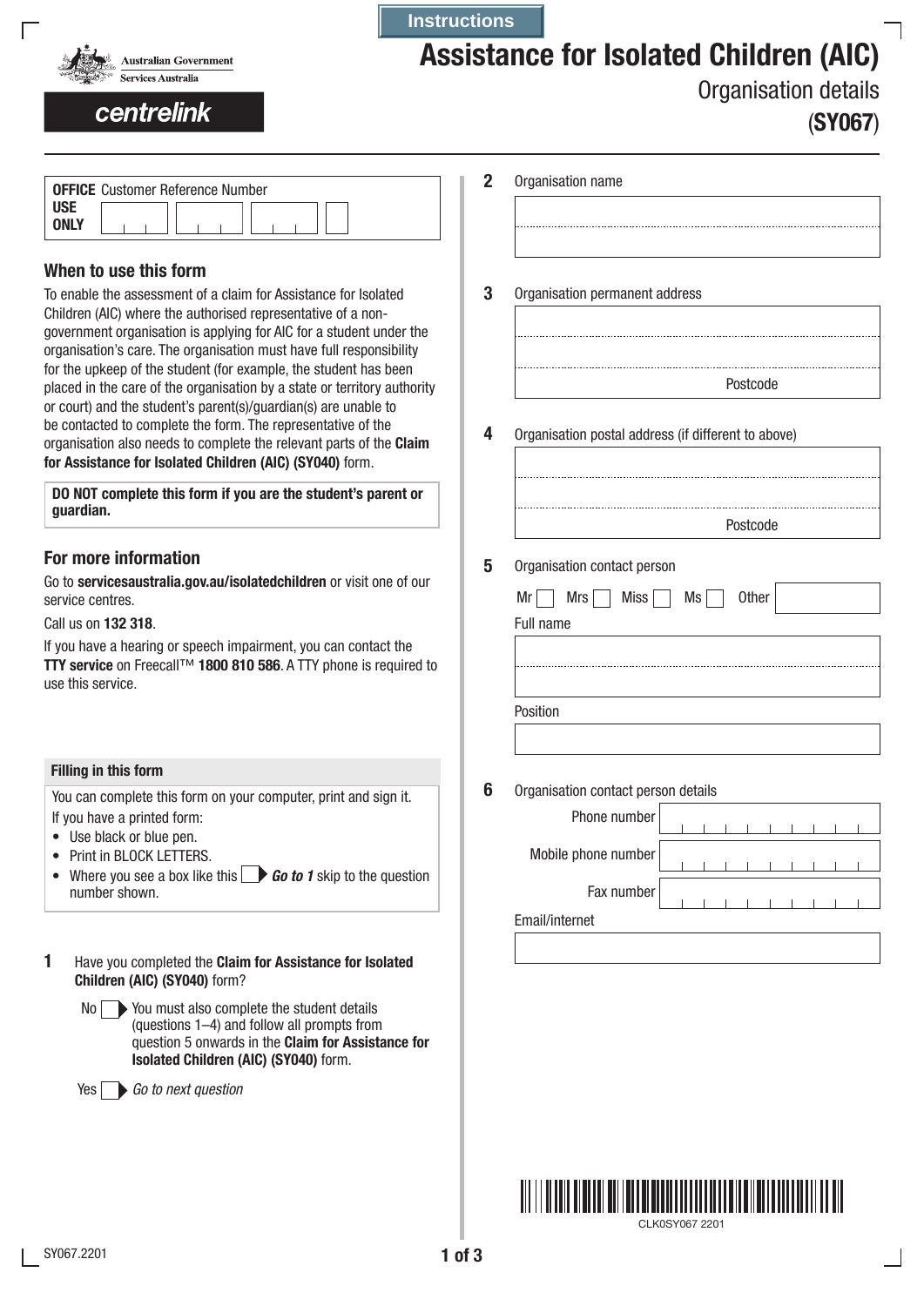Instructions

Australian Government
Services Australia

centrelink

# Assistance for Isolated Children (AIC)

## Organisation details

**(SY067)**

**OFFICE USE ONLY** Customer Reference Number

## When to use this form

To enable the assessment of a claim for Assistance for Isolated Children (AIC) where the authorised representative of a non-government organisation is applying for AIC for a student under the organisation's care. The organisation must have full responsibility for the upkeep of the student (for example, the student has been placed in the care of the organisation by a state or territory authority or court) and the student's parent(s)/guardian(s) are unable to be contacted to complete the form. The representative of the organisation also needs to complete the relevant parts of the **Claim for Assistance for Isolated Children (AIC) (SY040)** form.

**DO NOT complete this form if you are the student's parent or guardian.**

## For more information

Go to **servicesaustralia.gov.au/isolatedchildren** or visit one of our service centres.

Call us on **132 318**.

If you have a hearing or speech impairment, you can contact the **TTY service** on Freecall™ **1800 810 586**. A TTY phone is required to use this service.

### Filling in this form

You can complete this form on your computer, print and sign it.

If you have a printed form:

- Use black or blue pen.
- Print in BLOCK LETTERS.
- Where you see a box like this ☐ ***Go to 1*** skip to the question number shown.

**1** Have you completed the **Claim for Assistance for Isolated Children (AIC) (SY040)** form?

No ☐ You must also complete the student details (questions 1–4) and follow all prompts from question 5 onwards in the **Claim for Assistance for Isolated Children (AIC) (SY040)** form.

Yes ☐ *Go to next question*

**2** Organisation name

**3** Organisation permanent address

Postcode

**4** Organisation postal address (if different to above)

Postcode

**5** Organisation contact person

Mr ☐ Mrs ☐ Miss ☐ Ms ☐ Other

Full name

Position

**6** Organisation contact person details

Phone number

Mobile phone number

Fax number

Email/internet

CLK0SY067 2201

SY067.2201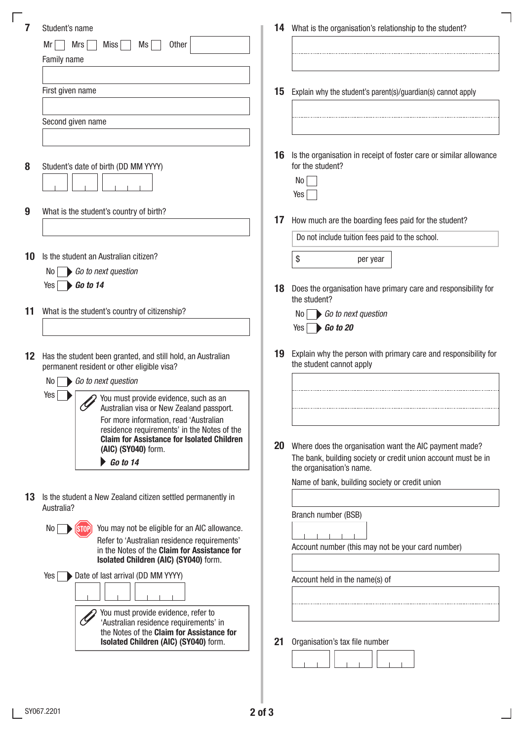**7** Student's name

Mr ☐ Mrs ☐ Miss ☐ Ms ☐ Other ________

Family name

First given name

Second given name

**8** Student's date of birth (DD MM YYYY)

**9** What is the student's country of birth?

**10** Is the student an Australian citizen?

No ☐ ▶ *Go to next question*

Yes ☐ ▶ ***Go to 14***

**11** What is the student's country of citizenship?

**12** Has the student been granted, and still hold, an Australian permanent resident or other eligible visa?

No ☐ ▶ *Go to next question*

Yes ☐ ▶

> You must provide evidence, such as an Australian visa or New Zealand passport. For more information, read 'Australian residence requirements' in the Notes of the **Claim for Assistance for Isolated Children (AIC) (SY040)** form.
>
> ▶ ***Go to 14***

**13** Is the student a New Zealand citizen settled permanently in Australia?

No ☐ STOP You may not be eligible for an AIC allowance. Refer to 'Australian residence requirements' in the Notes of the **Claim for Assistance for Isolated Children (AIC) (SY040)** form.

Yes ☐ ▶ Date of last arrival (DD MM YYYY)

> You must provide evidence, refer to 'Australian residence requirements' in the Notes of the **Claim for Assistance for Isolated Children (AIC) (SY040)** form.

**14** What is the organisation's relationship to the student?

**15** Explain why the student's parent(s)/guardian(s) cannot apply

**16** Is the organisation in receipt of foster care or similar allowance for the student?

No ☐

Yes ☐

**17** How much are the boarding fees paid for the student?

Do not include tuition fees paid to the school.

$ ________ per year

**18** Does the organisation have primary care and responsibility for the student?

No ☐ ▶ *Go to next question*

Yes ☐ ▶ ***Go to 20***

**19** Explain why the person with primary care and responsibility for the student cannot apply

**20** Where does the organisation want the AIC payment made?

The bank, building society or credit union account must be in the organisation's name.

Name of bank, building society or credit union

Branch number (BSB)

Account number (this may not be your card number)

Account held in the name(s) of

**21** Organisation's tax file number

SY067.2201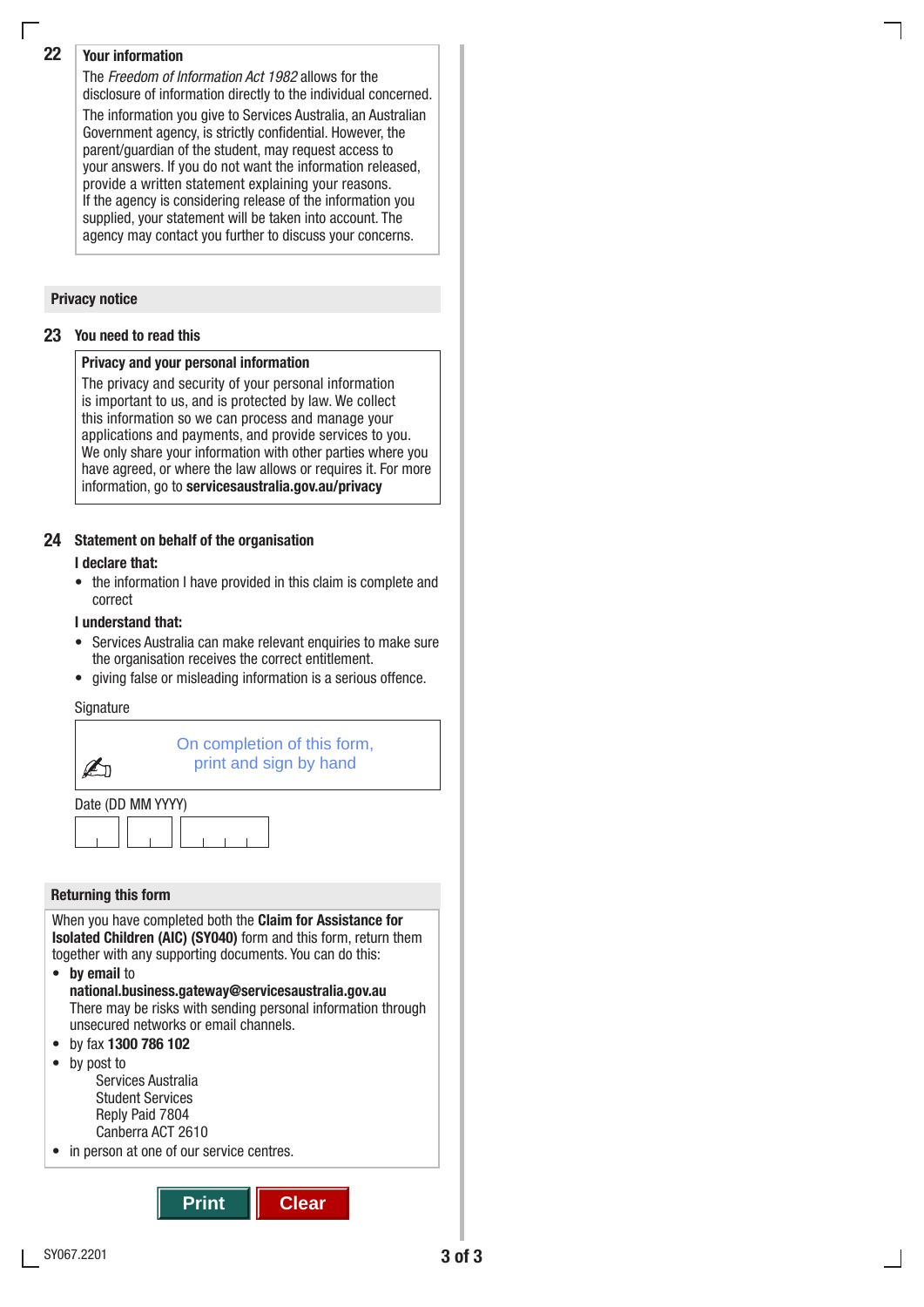**22** **Your information**

The *Freedom of Information Act 1982* allows for the disclosure of information directly to the individual concerned.

The information you give to Services Australia, an Australian Government agency, is strictly confidential. However, the parent/guardian of the student, may request access to your answers. If you do not want the information released, provide a written statement explaining your reasons. If the agency is considering release of the information you supplied, your statement will be taken into account. The agency may contact you further to discuss your concerns.

## Privacy notice

**23** **You need to read this**

**Privacy and your personal information**

The privacy and security of your personal information is important to us, and is protected by law. We collect this information so we can process and manage your applications and payments, and provide services to you. We only share your information with other parties where you have agreed, or where the law allows or requires it. For more information, go to **servicesaustralia.gov.au/privacy**

**24** **Statement on behalf of the organisation**

**I declare that:**

- the information I have provided in this claim is complete and correct

**I understand that:**

- Services Australia can make relevant enquiries to make sure the organisation receives the correct entitlement.
- giving false or misleading information is a serious offence.

Signature

On completion of this form, print and sign by hand

Date (DD MM YYYY)

## Returning this form

When you have completed both the **Claim for Assistance for Isolated Children (AIC) (SY040)** form and this form, return them together with any supporting documents. You can do this:

- **by email** to **national.business.gateway@servicesaustralia.gov.au** There may be risks with sending personal information through unsecured networks or email channels.
- by fax **1300 786 102**
- by post to
  Services Australia
  Student Services
  Reply Paid 7804
  Canberra ACT 2610
- in person at one of our service centres.

Print | Clear

SY067.2201